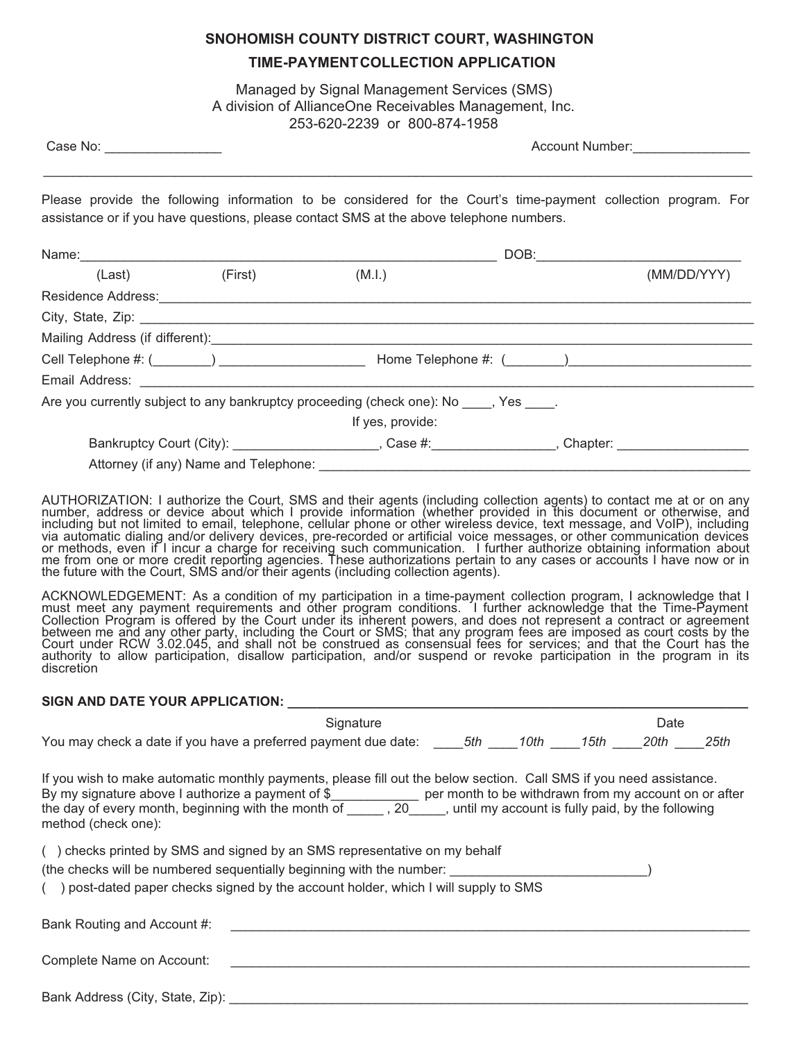# SNOHOMISH COUNTY DISTRICT COURT, WASHINGTON

## TIME-PAYMENT COLLECTION APPLICATION

Managed by Signal Management Services (SMS)
A division of AllianceOne Receivables Management, Inc.
253-620-2239 or 800-874-1958

Case No: ________________ Account Number:________________

---

Please provide the following information to be considered for the Court's time-payment collection program. For assistance or if you have questions, please contact SMS at the above telephone numbers.

Name:____________________________________________________________ DOB:____________________________
(Last) (First) (M.I.) (MM/DD/YYY)

Residence Address:________________________________________________________________________________

City, State, Zip: ___________________________________________________________________________________

Mailing Address (if different):_________________________________________________________________________

Cell Telephone #: (________) ____________________ Home Telephone #: (________)__________________________

Email Address: _____________________________________________________________________________________

Are you currently subject to any bankruptcy proceeding (check one): No ____, Yes ____.

If yes, provide:

Bankruptcy Court (City): ____________________, Case #:_________________, Chapter: __________________

Attorney (if any) Name and Telephone: ______________________________________________________________

AUTHORIZATION: I authorize the Court, SMS and their agents (including collection agents) to contact me at or on any number, address or device about which I provide information (whether provided in this document or otherwise, and including but not limited to email, telephone, cellular phone or other wireless device, text message, and VoIP), including via automatic dialing and/or delivery devices, pre-recorded or artificial voice messages, or other communication devices or methods, even if I incur a charge for receiving such communication. I further authorize obtaining information about me from one or more credit reporting agencies. These authorizations pertain to any cases or accounts I have now or in the future with the Court, SMS and/or their agents (including collection agents).

ACKNOWLEDGEMENT: As a condition of my participation in a time-payment collection program, I acknowledge that I must meet any payment requirements and other program conditions. I further acknowledge that the Time-Payment Collection Program is offered by the Court under its inherent powers, and does not represent a contract or agreement between me and any other party, including the Court or SMS; that any program fees are imposed as court costs by the Court under RCW 3.02.045, and shall not be construed as consensual fees for services; and that the Court has the authority to allow participation, disallow participation, and/or suspend or revoke participation in the program in its discretion

**SIGN AND DATE YOUR APPLICATION:** ________________________________________________________________
Signature Date

You may check a date if you have a preferred payment due date: ____*5th* ____*10th* ____*15th* ____*20th* ____*25th*

If you wish to make automatic monthly payments, please fill out the below section. Call SMS if you need assistance.
By my signature above I authorize a payment of $____________ per month to be withdrawn from my account on or after the day of every month, beginning with the month of _____ , 20_____, until my account is fully paid, by the following method (check one):

( ) checks printed by SMS and signed by an SMS representative on my behalf
(the checks will be numbered sequentially beginning with the number: ___________________________)

( ) post-dated paper checks signed by the account holder, which I will supply to SMS

Bank Routing and Account #: ___________________________________________________________________________

Complete Name on Account: ___________________________________________________________________________

Bank Address (City, State, Zip): ________________________________________________________________________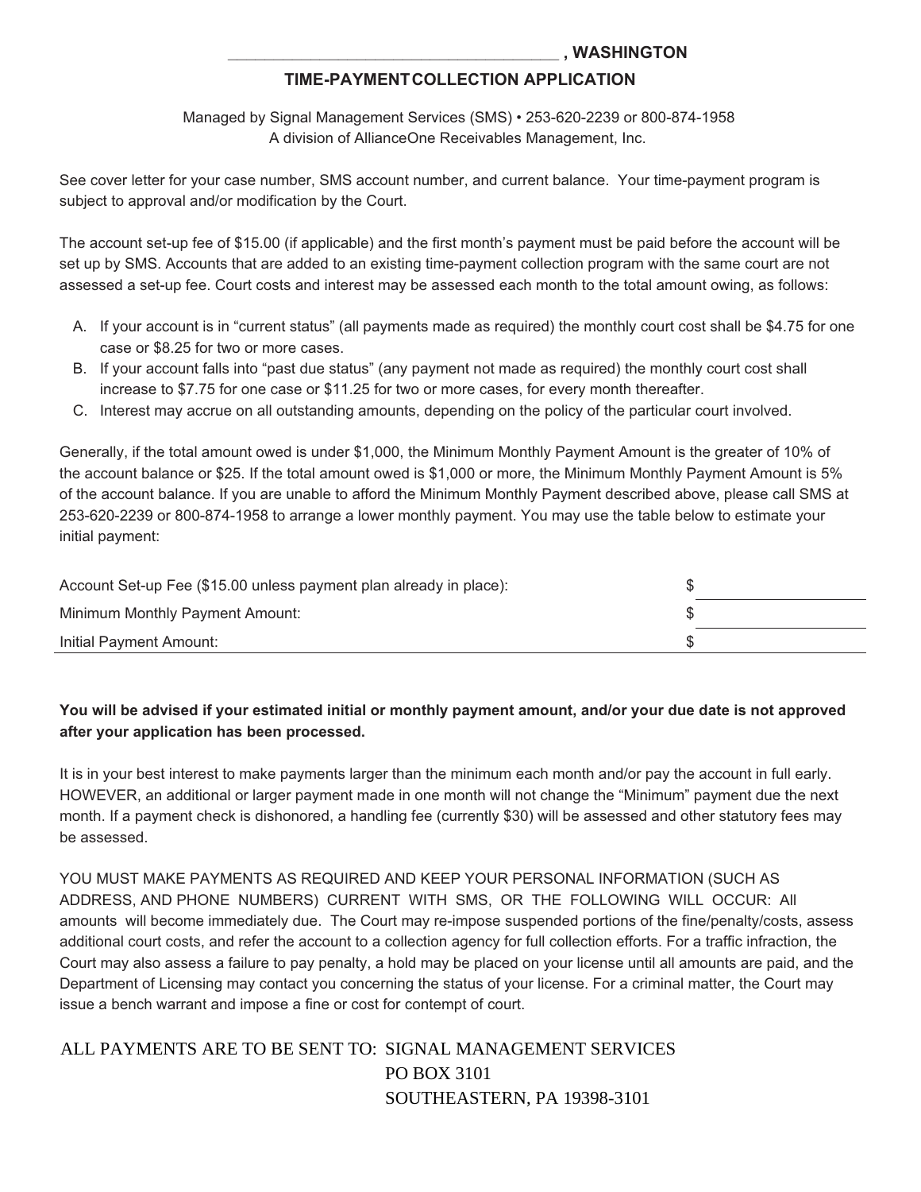## _________________________________ , WASHINGTON

## TIME-PAYMENT COLLECTION APPLICATION

Managed by Signal Management Services (SMS) • 253-620-2239 or 800-874-1958
A division of AllianceOne Receivables Management, Inc.

See cover letter for your case number, SMS account number, and current balance. Your time-payment program is subject to approval and/or modification by the Court.

The account set-up fee of $15.00 (if applicable) and the first month's payment must be paid before the account will be set up by SMS. Accounts that are added to an existing time-payment collection program with the same court are not assessed a set-up fee. Court costs and interest may be assessed each month to the total amount owing, as follows:

A. If your account is in "current status" (all payments made as required) the monthly court cost shall be $4.75 for one case or $8.25 for two or more cases.
B. If your account falls into "past due status" (any payment not made as required) the monthly court cost shall increase to $7.75 for one case or $11.25 for two or more cases, for every month thereafter.
C. Interest may accrue on all outstanding amounts, depending on the policy of the particular court involved.

Generally, if the total amount owed is under $1,000, the Minimum Monthly Payment Amount is the greater of 10% of the account balance or $25. If the total amount owed is $1,000 or more, the Minimum Monthly Payment Amount is 5% of the account balance. If you are unable to afford the Minimum Monthly Payment described above, please call SMS at 253-620-2239 or 800-874-1958 to arrange a lower monthly payment. You may use the table below to estimate your initial payment:

| | |
|---|---|
| Account Set-up Fee ($15.00 unless payment plan already in place): | $ |
| Minimum Monthly Payment Amount: | $ |
| Initial Payment Amount: | $ |

**You will be advised if your estimated initial or monthly payment amount, and/or your due date is not approved after your application has been processed.**

It is in your best interest to make payments larger than the minimum each month and/or pay the account in full early. HOWEVER, an additional or larger payment made in one month will not change the "Minimum" payment due the next month. If a payment check is dishonored, a handling fee (currently $30) will be assessed and other statutory fees may be assessed.

YOU MUST MAKE PAYMENTS AS REQUIRED AND KEEP YOUR PERSONAL INFORMATION (SUCH AS ADDRESS, AND PHONE NUMBERS) CURRENT WITH SMS, OR THE FOLLOWING WILL OCCUR: All amounts will become immediately due. The Court may re-impose suspended portions of the fine/penalty/costs, assess additional court costs, and refer the account to a collection agency for full collection efforts. For a traffic infraction, the Court may also assess a failure to pay penalty, a hold may be placed on your license until all amounts are paid, and the Department of Licensing may contact you concerning the status of your license. For a criminal matter, the Court may issue a bench warrant and impose a fine or cost for contempt of court.

ALL PAYMENTS ARE TO BE SENT TO: SIGNAL MANAGEMENT SERVICES
PO BOX 3101
SOUTHEASTERN, PA 19398-3101